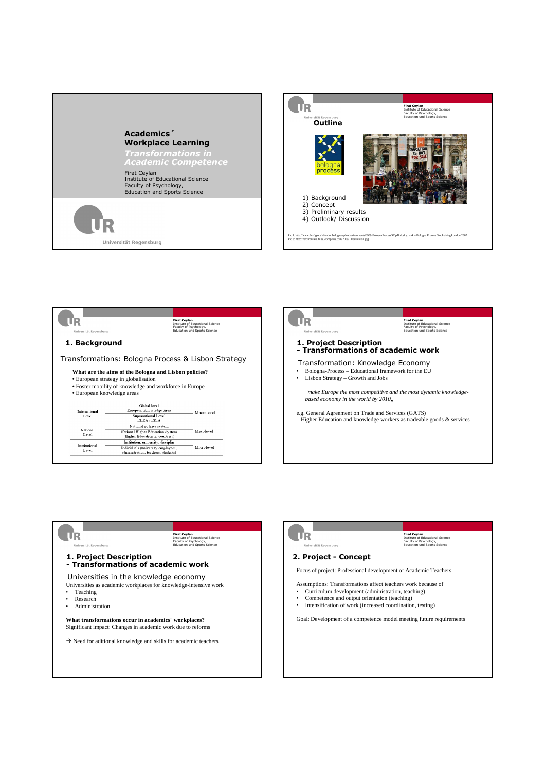# Academics´ Workplace Learning

***Transformations in Academic Competence***

Firat Ceylan
Institute of Educational Science
Faculty of Psychology,
Education and Sports Science

Universität Regensburg

---

## Outline

1) Background
2) Concept
3) Preliminary results
4) Outlook/ Discussion

Pic 1: http://www.dcsf.gov.uk/londonbologna/uploads/documents/6909-BolognaProcessST.pdf dcsf.gov.uk – Bologna Process Stocktaking London 2007
Pic 3: http://zerofrontiers.files.wordpress.com/2009/11/education.jpg

---

## 1. Background

Transformations: Bologna Process & Lisbon Strategy

**What are the aims of the Bologna and Lisbon policies?**

- European strategy in globalisation
- Foster mobility of knowledge and workforce in Europe
- European knowledge areas

| | | |
|---|---|---|
| International Level | Global level<br>European Knowledge Area | Macrolevel |
| | Supranational Level<br>EHEA / ERIA | |
| National Level | National politics system | Mesolevel |
| | National Higher Education System (Higher Education in countries) | |
| Institutional Level | Institution, university, disciplin | Microlevel |
| | Individuals (university employees, administration, teachers, students) | |

---

## 1. Project Description - Transformations of academic work

Transformation: Knowledge Economy

- Bologna-Process – Educational framework for the EU
- Lisbon Strategy – Growth and Jobs

*"make Europe the most competitive and the most dynamic knowledge-based economy in the world by 2010„*

e.g. General Agreement on Trade and Services (GATS)
– Higher Education and knowledge workers as tradeable goods & services

---

## 1. Project Description - Transformations of academic work

Universities in the knowledge economy

Universities as academic workplaces for knowledge-intensive work

- Teaching
- Research
- Administration

**What transformations occur in academics´ workplaces?**
Significant impact: Changes in academic work due to reforms

→ Need for aditional knowledge and skills for academic teachers

---

## 2. Project - Concept

Focus of project: Professional development of Academic Teachers

Assumptions: Transformations affect teachers work because of

- Curriculum development (administration, teaching)
- Competence and output orientation (teaching)
- Intensification of work (increased coordination, testing)

Goal: Development of a competence model meeting future requirements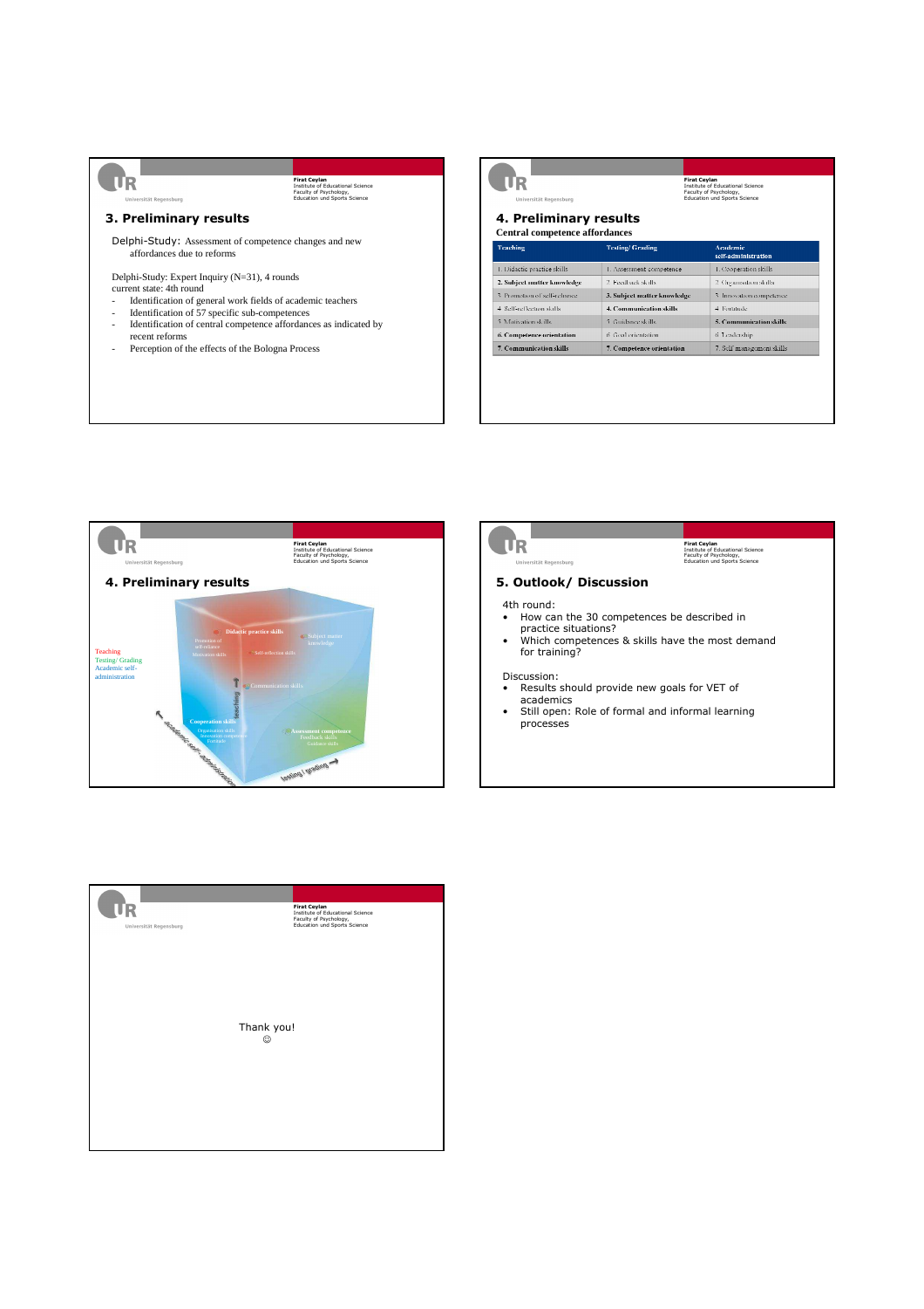## 3. Preliminary results

Delphi-Study: Assessment of competence changes and new affordances due to reforms

Delphi-Study: Expert Inquiry (N=31), 4 rounds
current state: 4th round

- Identification of general work fields of academic teachers
- Identification of 57 specific sub-competences
- Identification of central competence affordances as indicated by recent reforms
- Perception of the effects of the Bologna Process

## 4. Preliminary results

**Central competence affordances**

| Teaching | Testing/ Grading | Academic self-administration |
|---|---|---|
| 1. Didactic practice skills | 1. Assessment competence | 1. Cooperation skills |
| **2. Subject matter knowledge** | 2. Feedback skills | 2. Organisation skills |
| 3. Promotion of self-reliance | **3. Subject matter knowledge** | 3. Innovation competence |
| 4. Self-reflection skills | **4. Communication skills** | 4. Fortitude |
| 5. Motivation skills | 5. Guidance skills | **5. Communication skills** |
| **6. Competence orientation** | 6. Goal orientation | 6. Leadership |
| **7. Communication skills** | **7. Competence orientation** | 7. Self management skills |

## 4. Preliminary results

Teaching
Testing/ Grading
Academic self-administration

Didactic practice skills
Subject matter knowledge
Promotion of self-reliance
Motivation skills
Self-reflection skills
Communication skills
Cooperation skills
Organisation skills
Innovation competence
Fortitude
Assessment competence
Feedback skills
Guidance skills
teaching
academic self-administration
testing / grading

## 5. Outlook/ Discussion

4th round:

- How can the 30 competences be described in practice situations?
- Which competences & skills have the most demand for training?

Discussion:

- Results should provide new goals for VET of academics
- Still open: Role of formal and informal learning processes

Thank you!
☺